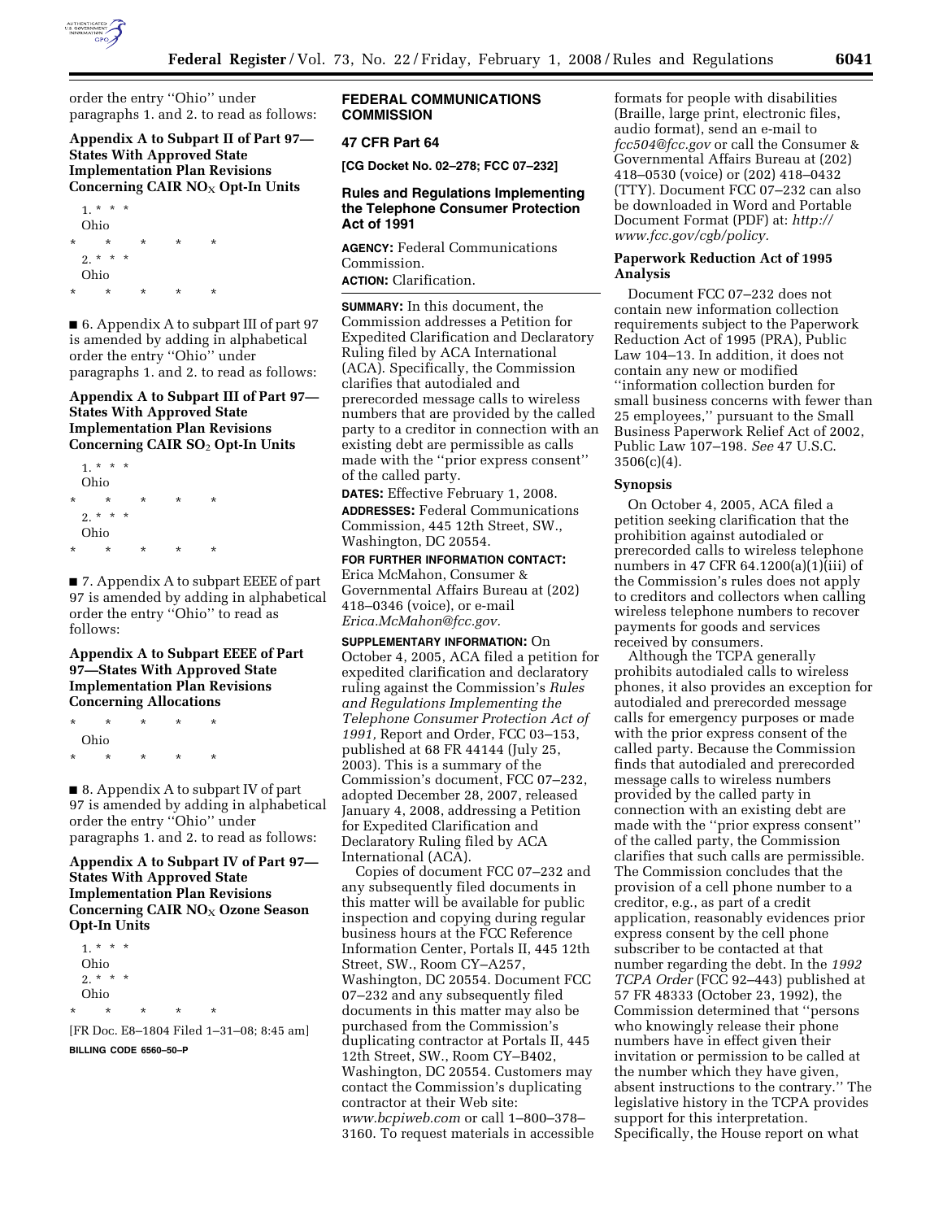order the entry ''Ohio'' under paragraphs 1. and 2. to read as follows:

**Appendix A to Subpart II of Part 97—States With Approved State Implementation Plan Revisions Concerning CAIR $NO_X$ Opt-In Units**

1. * * *
Ohio

\* \* \* \* \*

2. * * *
Ohio

\* \* \* \* \*

■ 6. Appendix A to subpart III of part 97 is amended by adding in alphabetical order the entry ''Ohio'' under paragraphs 1. and 2. to read as follows:

**Appendix A to Subpart III of Part 97—States With Approved State Implementation Plan Revisions Concerning CAIR $SO_2$ Opt-In Units**

1. * * *
Ohio

\* \* \* \* \*

2. * * *
Ohio

\* \* \* \* \*

■ 7. Appendix A to subpart EEEE of part 97 is amended by adding in alphabetical order the entry ''Ohio'' to read as follows:

**Appendix A to Subpart EEEE of Part 97—States With Approved State Implementation Plan Revisions Concerning Allocations**

\* \* \* \* \*

Ohio

\* \* \* \* \*

■ 8. Appendix A to subpart IV of part 97 is amended by adding in alphabetical order the entry ''Ohio'' under paragraphs 1. and 2. to read as follows:

**Appendix A to Subpart IV of Part 97—States With Approved State Implementation Plan Revisions Concerning CAIR $NO_X$ Ozone Season Opt-In Units**

1. * * *
Ohio

2. * * *
Ohio

\* \* \* \* \*

[FR Doc. E8–1804 Filed 1–31–08; 8:45 am]

**BILLING CODE 6560–50–P**

## FEDERAL COMMUNICATIONS COMMISSION

## 47 CFR Part 64

**[CG Docket No. 02–278; FCC 07–232]**

## Rules and Regulations Implementing the Telephone Consumer Protection Act of 1991

**AGENCY:** Federal Communications Commission.

**ACTION:** Clarification.

**SUMMARY:** In this document, the Commission addresses a Petition for Expedited Clarification and Declaratory Ruling filed by ACA International (ACA). Specifically, the Commission clarifies that autodialed and prerecorded message calls to wireless numbers that are provided by the called party to a creditor in connection with an existing debt are permissible as calls made with the ''prior express consent'' of the called party.

**DATES:** Effective February 1, 2008.

**ADDRESSES:** Federal Communications Commission, 445 12th Street, SW., Washington, DC 20554.

**FOR FURTHER INFORMATION CONTACT:** Erica McMahon, Consumer & Governmental Affairs Bureau at (202) 418–0346 (voice), or e-mail *Erica.McMahon@fcc.gov.*

**SUPPLEMENTARY INFORMATION:** On October 4, 2005, ACA filed a petition for expedited clarification and declaratory ruling against the Commission's *Rules and Regulations Implementing the Telephone Consumer Protection Act of 1991,* Report and Order, FCC 03–153, published at 68 FR 44144 (July 25, 2003). This is a summary of the Commission's document, FCC 07–232, adopted December 28, 2007, released January 4, 2008, addressing a Petition for Expedited Clarification and Declaratory Ruling filed by ACA International (ACA).

Copies of document FCC 07–232 and any subsequently filed documents in this matter will be available for public inspection and copying during regular business hours at the FCC Reference Information Center, Portals II, 445 12th Street, SW., Room CY–A257, Washington, DC 20554. Document FCC 07–232 and any subsequently filed documents in this matter may also be purchased from the Commission's duplicating contractor at Portals II, 445 12th Street, SW., Room CY–B402, Washington, DC 20554. Customers may contact the Commission's duplicating contractor at their Web site: *www.bcpiweb.com* or call 1–800–378–3160. To request materials in accessible formats for people with disabilities (Braille, large print, electronic files, audio format), send an e-mail to *fcc504@fcc.gov* or call the Consumer & Governmental Affairs Bureau at (202) 418–0530 (voice) or (202) 418–0432 (TTY). Document FCC 07–232 can also be downloaded in Word and Portable Document Format (PDF) at: *http://www.fcc.gov/cgb/policy.*

### Paperwork Reduction Act of 1995 Analysis

Document FCC 07–232 does not contain new information collection requirements subject to the Paperwork Reduction Act of 1995 (PRA), Public Law 104–13. In addition, it does not contain any new or modified ''information collection burden for small business concerns with fewer than 25 employees,'' pursuant to the Small Business Paperwork Relief Act of 2002, Public Law 107–198. *See* 47 U.S.C. 3506(c)(4).

### Synopsis

On October 4, 2005, ACA filed a petition seeking clarification that the prohibition against autodialed or prerecorded calls to wireless telephone numbers in 47 CFR 64.1200(a)(1)(iii) of the Commission's rules does not apply to creditors and collectors when calling wireless telephone numbers to recover payments for goods and services received by consumers.

Although the TCPA generally prohibits autodialed calls to wireless phones, it also provides an exception for autodialed and prerecorded message calls for emergency purposes or made with the prior express consent of the called party. Because the Commission finds that autodialed and prerecorded message calls to wireless numbers provided by the called party in connection with an existing debt are made with the ''prior express consent'' of the called party, the Commission clarifies that such calls are permissible. The Commission concludes that the provision of a cell phone number to a creditor, e.g., as part of a credit application, reasonably evidences prior express consent by the cell phone subscriber to be contacted at that number regarding the debt. In the *1992 TCPA Order* (FCC 92–443) published at 57 FR 48333 (October 23, 1992), the Commission determined that ''persons who knowingly release their phone numbers have in effect given their invitation or permission to be called at the number which they have given, absent instructions to the contrary.'' The legislative history in the TCPA provides support for this interpretation. Specifically, the House report on what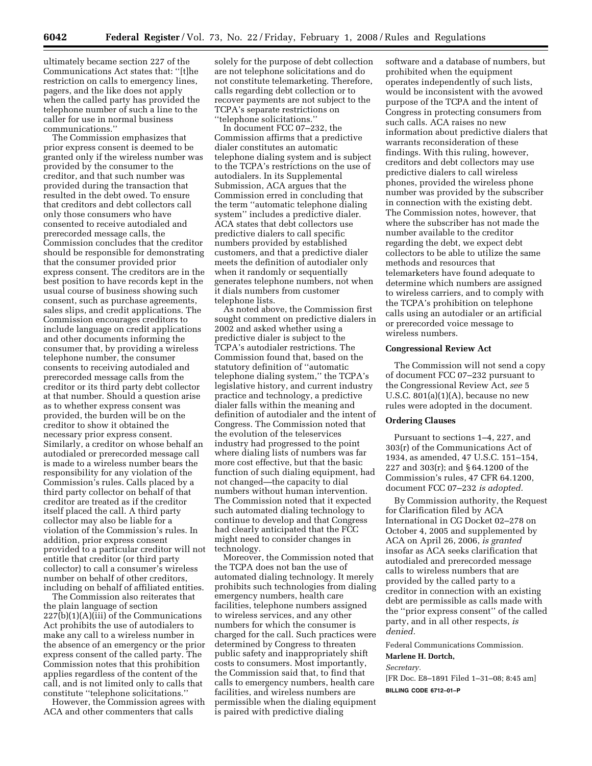ultimately became section 227 of the Communications Act states that: ''[t]he restriction on calls to emergency lines, pagers, and the like does not apply when the called party has provided the telephone number of such a line to the caller for use in normal business communications.''

The Commission emphasizes that prior express consent is deemed to be granted only if the wireless number was provided by the consumer to the creditor, and that such number was provided during the transaction that resulted in the debt owed. To ensure that creditors and debt collectors call only those consumers who have consented to receive autodialed and prerecorded message calls, the Commission concludes that the creditor should be responsible for demonstrating that the consumer provided prior express consent. The creditors are in the best position to have records kept in the usual course of business showing such consent, such as purchase agreements, sales slips, and credit applications. The Commission encourages creditors to include language on credit applications and other documents informing the consumer that, by providing a wireless telephone number, the consumer consents to receiving autodialed and prerecorded message calls from the creditor or its third party debt collector at that number. Should a question arise as to whether express consent was provided, the burden will be on the creditor to show it obtained the necessary prior express consent. Similarly, a creditor on whose behalf an autodialed or prerecorded message call is made to a wireless number bears the responsibility for any violation of the Commission's rules. Calls placed by a third party collector on behalf of that creditor are treated as if the creditor itself placed the call. A third party collector may also be liable for a violation of the Commission's rules. In addition, prior express consent provided to a particular creditor will not entitle that creditor (or third party collector) to call a consumer's wireless number on behalf of other creditors, including on behalf of affiliated entities.

The Commission also reiterates that the plain language of section 227(b)(1)(A)(iii) of the Communications Act prohibits the use of autodialers to make any call to a wireless number in the absence of an emergency or the prior express consent of the called party. The Commission notes that this prohibition applies regardless of the content of the call, and is not limited only to calls that constitute ''telephone solicitations.''

However, the Commission agrees with ACA and other commenters that calls solely for the purpose of debt collection are not telephone solicitations and do not constitute telemarketing. Therefore, calls regarding debt collection or to recover payments are not subject to the TCPA's separate restrictions on ''telephone solicitations.''

In document FCC 07–232, the Commission affirms that a predictive dialer constitutes an automatic telephone dialing system and is subject to the TCPA's restrictions on the use of autodialers. In its Supplemental Submission, ACA argues that the Commission erred in concluding that the term ''automatic telephone dialing system'' includes a predictive dialer. ACA states that debt collectors use predictive dialers to call specific numbers provided by established customers, and that a predictive dialer meets the definition of autodialer only when it randomly or sequentially generates telephone numbers, not when it dials numbers from customer telephone lists.

As noted above, the Commission first sought comment on predictive dialers in 2002 and asked whether using a predictive dialer is subject to the TCPA's autodialer restrictions. The Commission found that, based on the statutory definition of ''automatic telephone dialing system,'' the TCPA's legislative history, and current industry practice and technology, a predictive dialer falls within the meaning and definition of autodialer and the intent of Congress. The Commission noted that the evolution of the teleservices industry had progressed to the point where dialing lists of numbers was far more cost effective, but that the basic function of such dialing equipment, had not changed—the capacity to dial numbers without human intervention. The Commission noted that it expected such automated dialing technology to continue to develop and that Congress had clearly anticipated that the FCC might need to consider changes in technology.

Moreover, the Commission noted that the TCPA does not ban the use of automated dialing technology. It merely prohibits such technologies from dialing emergency numbers, health care facilities, telephone numbers assigned to wireless services, and any other numbers for which the consumer is charged for the call. Such practices were determined by Congress to threaten public safety and inappropriately shift costs to consumers. Most importantly, the Commission said that, to find that calls to emergency numbers, health care facilities, and wireless numbers are permissible when the dialing equipment is paired with predictive dialing software and a database of numbers, but prohibited when the equipment operates independently of such lists, would be inconsistent with the avowed purpose of the TCPA and the intent of Congress in protecting consumers from such calls. ACA raises no new information about predictive dialers that warrants reconsideration of these findings. With this ruling, however, creditors and debt collectors may use predictive dialers to call wireless phones, provided the wireless phone number was provided by the subscriber in connection with the existing debt. The Commission notes, however, that where the subscriber has not made the number available to the creditor regarding the debt, we expect debt collectors to be able to utilize the same methods and resources that telemarketers have found adequate to determine which numbers are assigned to wireless carriers, and to comply with the TCPA's prohibition on telephone calls using an autodialer or an artificial or prerecorded voice message to wireless numbers.

## Congressional Review Act

The Commission will not send a copy of document FCC 07–232 pursuant to the Congressional Review Act, *see* 5 U.S.C. 801(a)(1)(A), because no new rules were adopted in the document.

## Ordering Clauses

Pursuant to sections 1–4, 227, and 303(r) of the Communications Act of 1934, as amended, 47 U.S.C. 151–154, 227 and 303(r); and § 64.1200 of the Commission's rules, 47 CFR 64.1200, document FCC 07–232 *is adopted.*

By Commission authority, the Request for Clarification filed by ACA International in CG Docket 02–278 on October 4, 2005 and supplemented by ACA on April 26, 2006, *is granted* insofar as ACA seeks clarification that autodialed and prerecorded message calls to wireless numbers that are provided by the called party to a creditor in connection with an existing debt are permissible as calls made with the ''prior express consent'' of the called party, and in all other respects, *is denied.*

Federal Communications Commission.

**Marlene H. Dortch,**

*Secretary.*

[FR Doc. E8–1891 Filed 1–31–08; 8:45 am]

**BILLING CODE 6712–01–P**